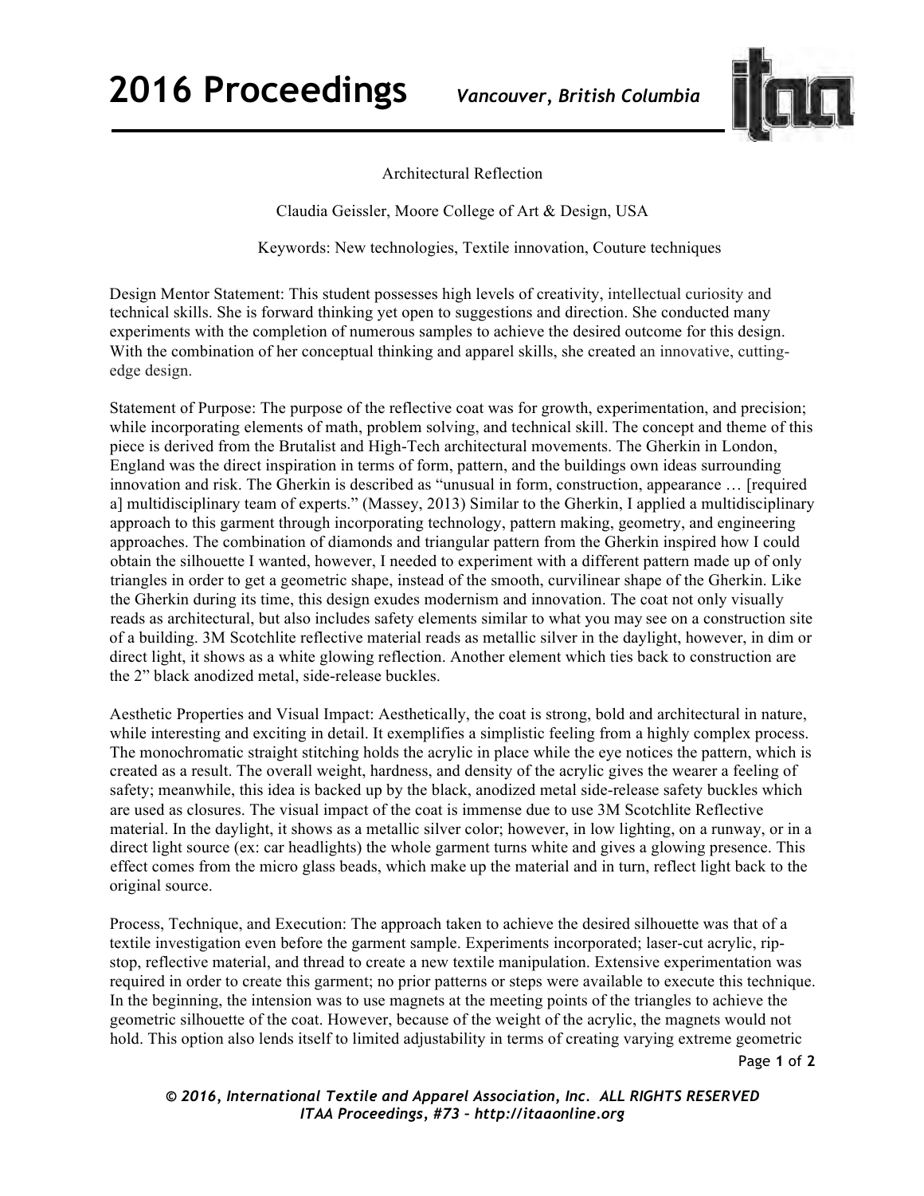# Architectural Reflection

Claudia Geissler, Moore College of Art & Design, USA

Keywords: New technologies, Textile innovation, Couture techniques

Design Mentor Statement: This student possesses high levels of creativity, intellectual curiosity and technical skills. She is forward thinking yet open to suggestions and direction. She conducted many experiments with the completion of numerous samples to achieve the desired outcome for this design. With the combination of her conceptual thinking and apparel skills, she created an innovative, cutting-edge design.

Statement of Purpose: The purpose of the reflective coat was for growth, experimentation, and precision; while incorporating elements of math, problem solving, and technical skill. The concept and theme of this piece is derived from the Brutalist and High-Tech architectural movements. The Gherkin in London, England was the direct inspiration in terms of form, pattern, and the buildings own ideas surrounding innovation and risk. The Gherkin is described as "unusual in form, construction, appearance … [required a] multidisciplinary team of experts." (Massey, 2013) Similar to the Gherkin, I applied a multidisciplinary approach to this garment through incorporating technology, pattern making, geometry, and engineering approaches. The combination of diamonds and triangular pattern from the Gherkin inspired how I could obtain the silhouette I wanted, however, I needed to experiment with a different pattern made up of only triangles in order to get a geometric shape, instead of the smooth, curvilinear shape of the Gherkin. Like the Gherkin during its time, this design exudes modernism and innovation. The coat not only visually reads as architectural, but also includes safety elements similar to what you may see on a construction site of a building. 3M Scotchlite reflective material reads as metallic silver in the daylight, however, in dim or direct light, it shows as a white glowing reflection. Another element which ties back to construction are the 2" black anodized metal, side-release buckles.

Aesthetic Properties and Visual Impact: Aesthetically, the coat is strong, bold and architectural in nature, while interesting and exciting in detail. It exemplifies a simplistic feeling from a highly complex process. The monochromatic straight stitching holds the acrylic in place while the eye notices the pattern, which is created as a result. The overall weight, hardness, and density of the acrylic gives the wearer a feeling of safety; meanwhile, this idea is backed up by the black, anodized metal side-release safety buckles which are used as closures. The visual impact of the coat is immense due to use 3M Scotchlite Reflective material. In the daylight, it shows as a metallic silver color; however, in low lighting, on a runway, or in a direct light source (ex: car headlights) the whole garment turns white and gives a glowing presence. This effect comes from the micro glass beads, which make up the material and in turn, reflect light back to the original source.

Process, Technique, and Execution: The approach taken to achieve the desired silhouette was that of a textile investigation even before the garment sample. Experiments incorporated; laser-cut acrylic, rip-stop, reflective material, and thread to create a new textile manipulation. Extensive experimentation was required in order to create this garment; no prior patterns or steps were available to execute this technique. In the beginning, the intension was to use magnets at the meeting points of the triangles to achieve the geometric silhouette of the coat. However, because of the weight of the acrylic, the magnets would not hold. This option also lends itself to limited adjustability in terms of creating varying extreme geometric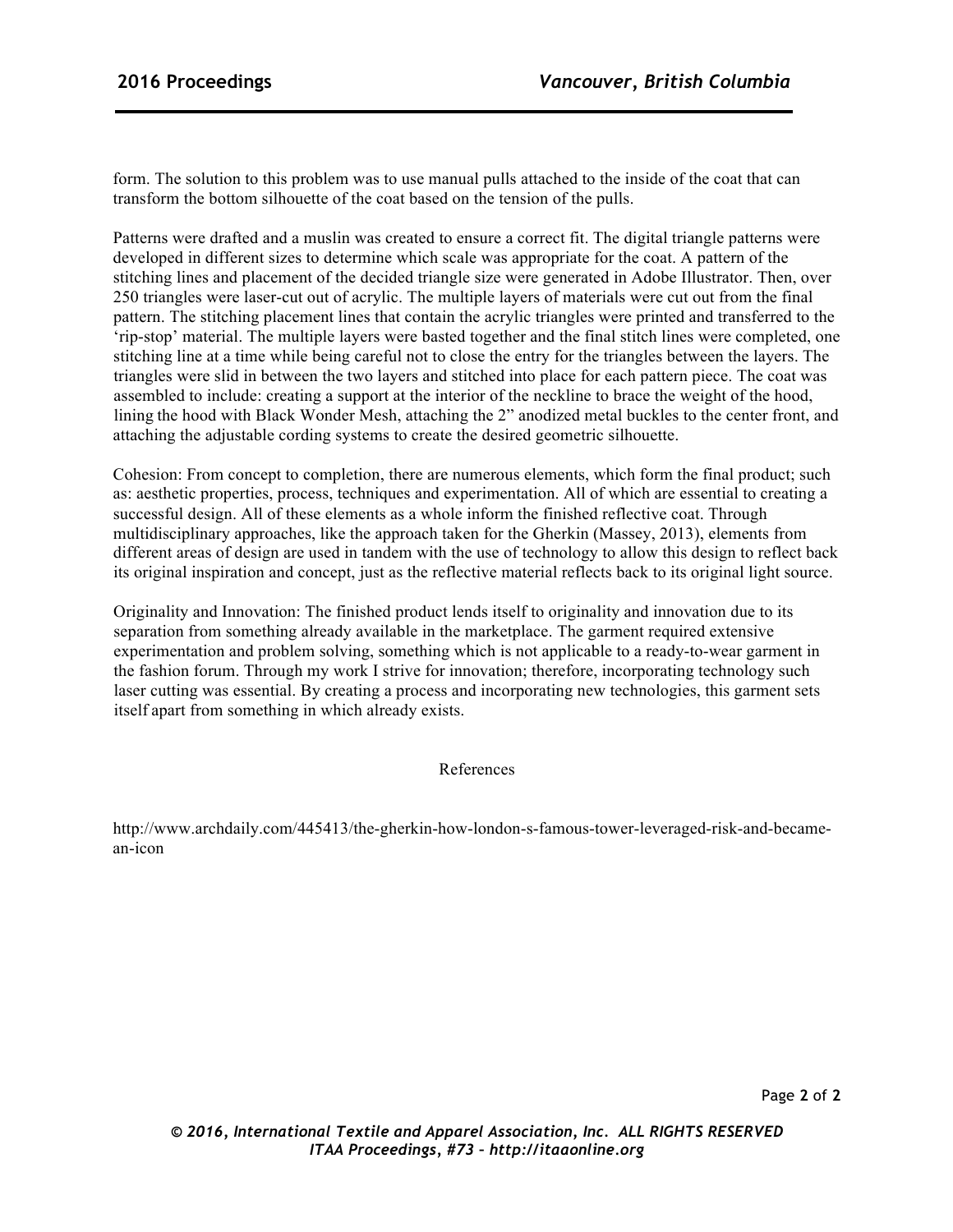form. The solution to this problem was to use manual pulls attached to the inside of the coat that can transform the bottom silhouette of the coat based on the tension of the pulls.

Patterns were drafted and a muslin was created to ensure a correct fit. The digital triangle patterns were developed in different sizes to determine which scale was appropriate for the coat. A pattern of the stitching lines and placement of the decided triangle size were generated in Adobe Illustrator. Then, over 250 triangles were laser-cut out of acrylic. The multiple layers of materials were cut out from the final pattern. The stitching placement lines that contain the acrylic triangles were printed and transferred to the 'rip-stop' material. The multiple layers were basted together and the final stitch lines were completed, one stitching line at a time while being careful not to close the entry for the triangles between the layers. The triangles were slid in between the two layers and stitched into place for each pattern piece. The coat was assembled to include: creating a support at the interior of the neckline to brace the weight of the hood, lining the hood with Black Wonder Mesh, attaching the 2" anodized metal buckles to the center front, and attaching the adjustable cording systems to create the desired geometric silhouette.

Cohesion: From concept to completion, there are numerous elements, which form the final product; such as: aesthetic properties, process, techniques and experimentation. All of which are essential to creating a successful design. All of these elements as a whole inform the finished reflective coat. Through multidisciplinary approaches, like the approach taken for the Gherkin (Massey, 2013), elements from different areas of design are used in tandem with the use of technology to allow this design to reflect back its original inspiration and concept, just as the reflective material reflects back to its original light source.

Originality and Innovation: The finished product lends itself to originality and innovation due to its separation from something already available in the marketplace. The garment required extensive experimentation and problem solving, something which is not applicable to a ready-to-wear garment in the fashion forum. Through my work I strive for innovation; therefore, incorporating technology such laser cutting was essential. By creating a process and incorporating new technologies, this garment sets itself apart from something in which already exists.

## References

http://www.archdaily.com/445413/the-gherkin-how-london-s-famous-tower-leveraged-risk-and-became-an-icon